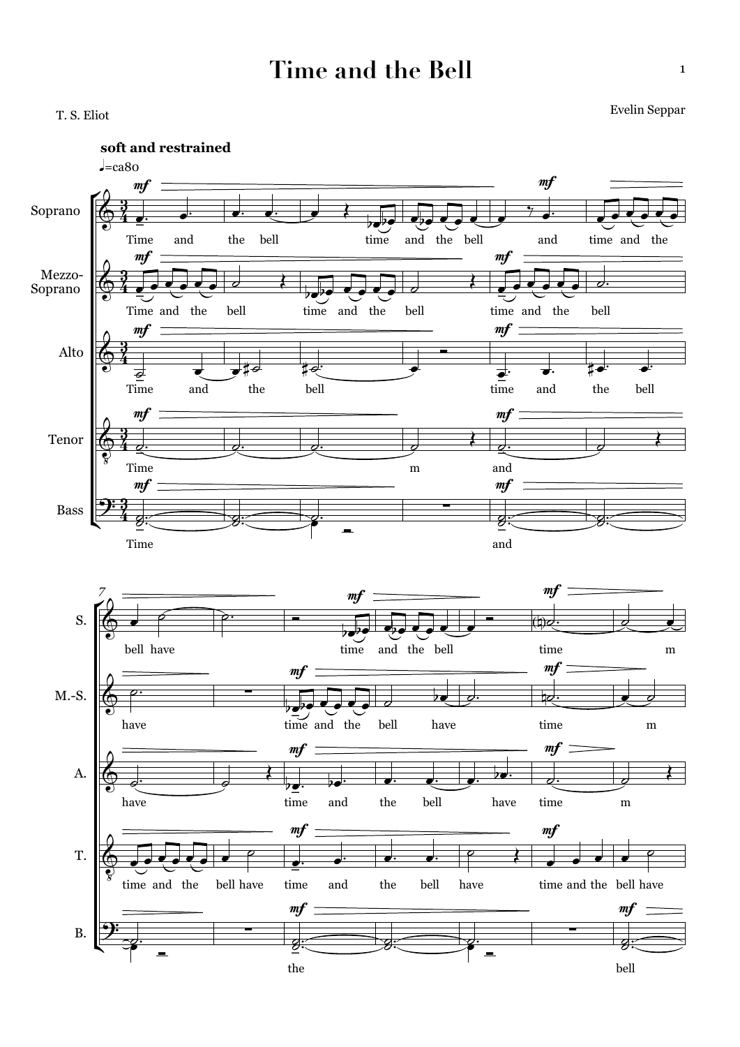# Time and the Bell

T. S. Eliot

Evelin Seppar

**soft and restrained**

♩=ca80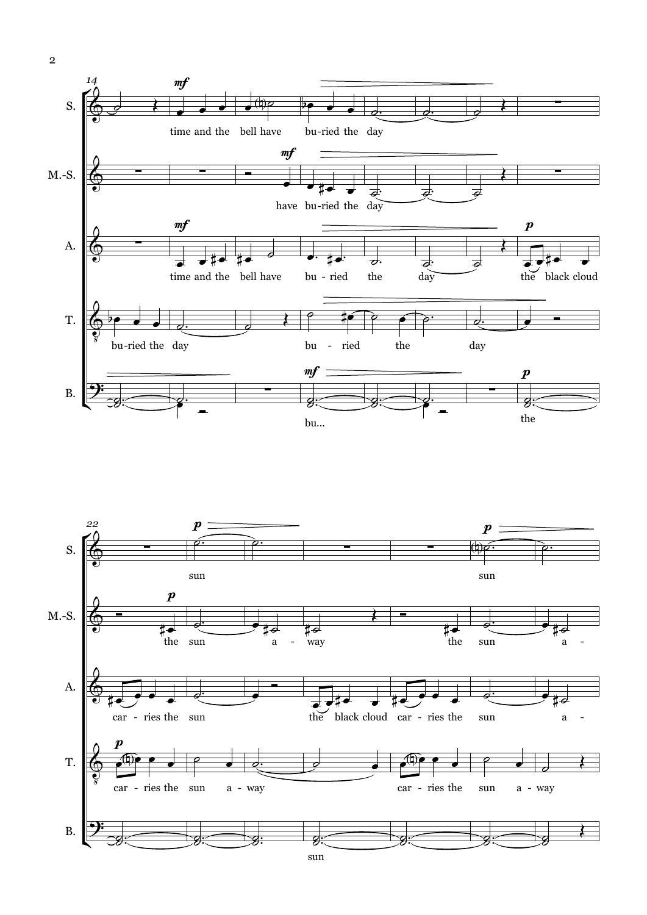**System 1 (m. 14)**

S.: time and the bell have bu-ried the day

M.-S.: have bu-ried the day

A.: time and the bell have bu - ried the day the black cloud

T.: bu-ried the day bu - ried the day

B.: bu... the

**System 2 (m. 22)**

S.: sun sun

M.-S.: the sun a - way the sun a -

A.: car - ries the sun the black cloud car - ries the sun a -

T.: car - ries the sun a - way car - ries the sun a - way

B.: sun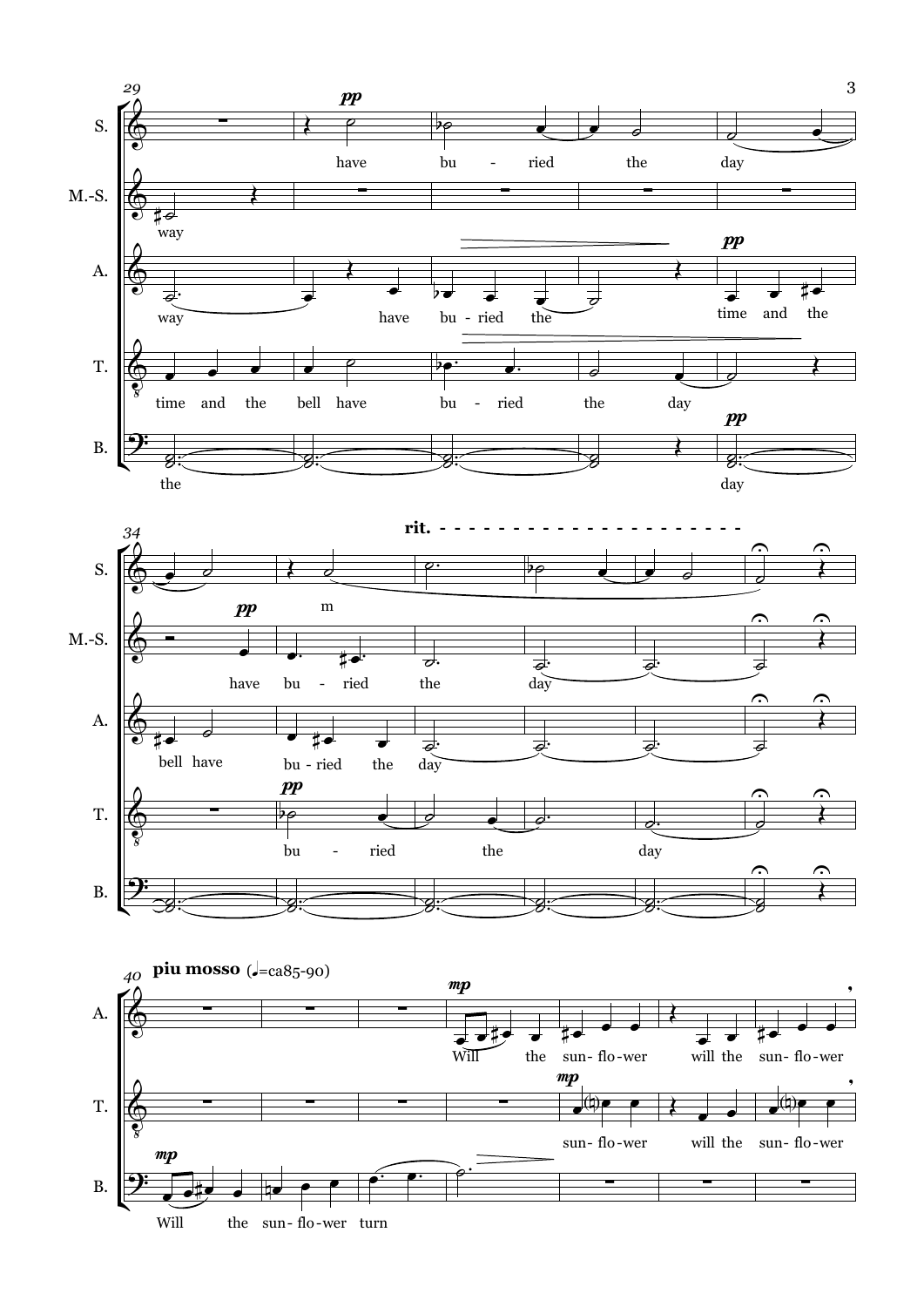rit.

**piu mosso** (♩=ca85-90)